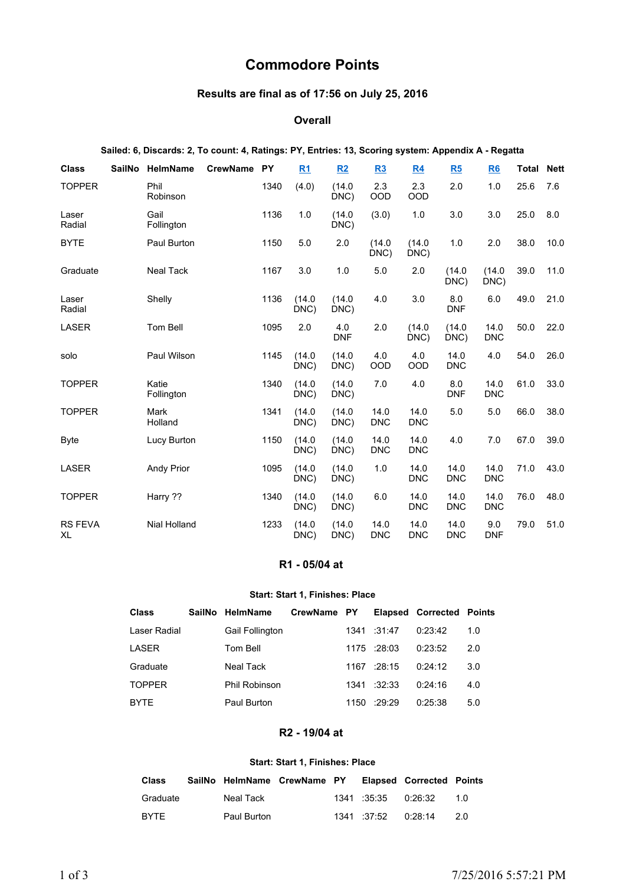# Commodore Points

### Results are final as of 17:56 on July 25, 2016

### Overall

**Sailed: 6, Discards: 2, To count: 4, Ratings: PY, Entries: 13, Scoring system: Appendix A - Regatta**

| Class | SailNo | HelmName | CrewName | PY | R1 | R2 | R3 | R4 | R5 | R6 | Total | Nett |
|---|---|---|---|---|---|---|---|---|---|---|---|---|
| TOPPER | | Phil Robinson | | 1340 | (4.0) | (14.0 DNC) | 2.3 OOD | 2.3 OOD | 2.0 | 1.0 | 25.6 | 7.6 |
| Laser Radial | | Gail Follington | | 1136 | 1.0 | (14.0 DNC) | (3.0) | 1.0 | 3.0 | 3.0 | 25.0 | 8.0 |
| BYTE | | Paul Burton | | 1150 | 5.0 | 2.0 | (14.0 DNC) | (14.0 DNC) | 1.0 | 2.0 | 38.0 | 10.0 |
| Graduate | | Neal Tack | | 1167 | 3.0 | 1.0 | 5.0 | 2.0 | (14.0 DNC) | (14.0 DNC) | 39.0 | 11.0 |
| Laser Radial | | Shelly | | 1136 | (14.0 DNC) | (14.0 DNC) | 4.0 | 3.0 | 8.0 DNF | 6.0 | 49.0 | 21.0 |
| LASER | | Tom Bell | | 1095 | 2.0 | 4.0 DNF | 2.0 | (14.0 DNC) | (14.0 DNC) | 14.0 DNC | 50.0 | 22.0 |
| solo | | Paul Wilson | | 1145 | (14.0 DNC) | (14.0 DNC) | 4.0 OOD | 4.0 OOD | 14.0 DNC | 4.0 | 54.0 | 26.0 |
| TOPPER | | Katie Follington | | 1340 | (14.0 DNC) | (14.0 DNC) | 7.0 | 4.0 | 8.0 DNF | 14.0 DNC | 61.0 | 33.0 |
| TOPPER | | Mark Holland | | 1341 | (14.0 DNC) | (14.0 DNC) | 14.0 DNC | 14.0 DNC | 5.0 | 5.0 | 66.0 | 38.0 |
| Byte | | Lucy Burton | | 1150 | (14.0 DNC) | (14.0 DNC) | 14.0 DNC | 14.0 DNC | 4.0 | 7.0 | 67.0 | 39.0 |
| LASER | | Andy Prior | | 1095 | (14.0 DNC) | (14.0 DNC) | 1.0 | 14.0 DNC | 14.0 DNC | 14.0 DNC | 71.0 | 43.0 |
| TOPPER | | Harry ?? | | 1340 | (14.0 DNC) | (14.0 DNC) | 6.0 | 14.0 DNC | 14.0 DNC | 14.0 DNC | 76.0 | 48.0 |
| RS FEVA XL | | Nial Holland | | 1233 | (14.0 DNC) | (14.0 DNC) | 14.0 DNC | 14.0 DNC | 14.0 DNC | 9.0 DNF | 79.0 | 51.0 |

### R1 - 05/04 at

**Start: Start 1, Finishes: Place**

| Class | SailNo | HelmName | CrewName | PY | Elapsed | Corrected | Points |
|---|---|---|---|---|---|---|---|
| Laser Radial | | Gail Follington | | 1341 | :31:47 | 0:23:42 | 1.0 |
| LASER | | Tom Bell | | 1175 | :28:03 | 0:23:52 | 2.0 |
| Graduate | | Neal Tack | | 1167 | :28:15 | 0:24:12 | 3.0 |
| TOPPER | | Phil Robinson | | 1341 | :32:33 | 0:24:16 | 4.0 |
| BYTE | | Paul Burton | | 1150 | :29:29 | 0:25:38 | 5.0 |

### R2 - 19/04 at

**Start: Start 1, Finishes: Place**

| Class | SailNo | HelmName | CrewName | PY | Elapsed | Corrected | Points |
|---|---|---|---|---|---|---|---|
| Graduate | | Neal Tack | | 1341 | :35:35 | 0:26:32 | 1.0 |
| BYTE | | Paul Burton | | 1341 | :37:52 | 0:28:14 | 2.0 |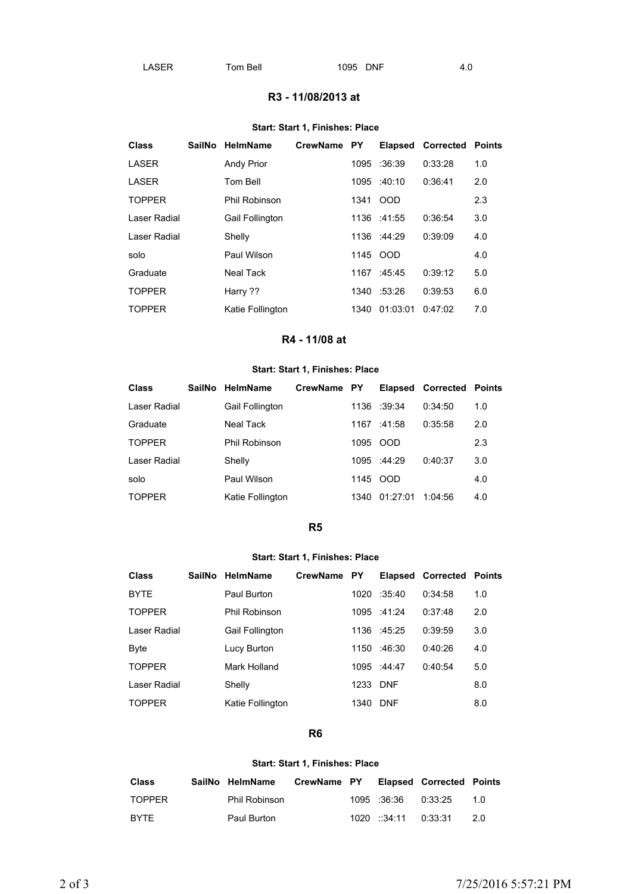| LASER | Tom Bell | 1095 | DNF | 4.0 |
|---|---|---|---|---|

## R3 - 11/08/2013 at

**Start: Start 1, Finishes: Place**

| Class | SailNo | HelmName | CrewName | PY | Elapsed | Corrected | Points |
|---|---|---|---|---|---|---|---|
| LASER | | Andy Prior | | 1095 | :36:39 | 0:33:28 | 1.0 |
| LASER | | Tom Bell | | 1095 | :40:10 | 0:36:41 | 2.0 |
| TOPPER | | Phil Robinson | | 1341 | OOD | | 2.3 |
| Laser Radial | | Gail Follington | | 1136 | :41:55 | 0:36:54 | 3.0 |
| Laser Radial | | Shelly | | 1136 | :44:29 | 0:39:09 | 4.0 |
| solo | | Paul Wilson | | 1145 | OOD | | 4.0 |
| Graduate | | Neal Tack | | 1167 | :45:45 | 0:39:12 | 5.0 |
| TOPPER | | Harry ?? | | 1340 | :53:26 | 0:39:53 | 6.0 |
| TOPPER | | Katie Follington | | 1340 | 01:03:01 | 0:47:02 | 7.0 |

## R4 - 11/08 at

**Start: Start 1, Finishes: Place**

| Class | SailNo | HelmName | CrewName | PY | Elapsed | Corrected | Points |
|---|---|---|---|---|---|---|---|
| Laser Radial | | Gail Follington | | 1136 | :39:34 | 0:34:50 | 1.0 |
| Graduate | | Neal Tack | | 1167 | :41:58 | 0:35:58 | 2.0 |
| TOPPER | | Phil Robinson | | 1095 | OOD | | 2.3 |
| Laser Radial | | Shelly | | 1095 | :44:29 | 0:40:37 | 3.0 |
| solo | | Paul Wilson | | 1145 | OOD | | 4.0 |
| TOPPER | | Katie Follington | | 1340 | 01:27:01 | 1:04:56 | 4.0 |

## R5

**Start: Start 1, Finishes: Place**

| Class | SailNo | HelmName | CrewName | PY | Elapsed | Corrected | Points |
|---|---|---|---|---|---|---|---|
| BYTE | | Paul Burton | | 1020 | :35:40 | 0:34:58 | 1.0 |
| TOPPER | | Phil Robinson | | 1095 | :41:24 | 0:37:48 | 2.0 |
| Laser Radial | | Gail Follington | | 1136 | :45:25 | 0:39:59 | 3.0 |
| Byte | | Lucy Burton | | 1150 | :46:30 | 0:40:26 | 4.0 |
| TOPPER | | Mark Holland | | 1095 | :44:47 | 0:40:54 | 5.0 |
| Laser Radial | | Shelly | | 1233 | DNF | | 8.0 |
| TOPPER | | Katie Follington | | 1340 | DNF | | 8.0 |

## R6

**Start: Start 1, Finishes: Place**

| Class | SailNo | HelmName | CrewName | PY | Elapsed | Corrected | Points |
|---|---|---|---|---|---|---|---|
| TOPPER | | Phil Robinson | | 1095 | :36:36 | 0:33:25 | 1.0 |
| BYTE | | Paul Burton | | 1020 | ::34:11 | 0:33:31 | 2.0 |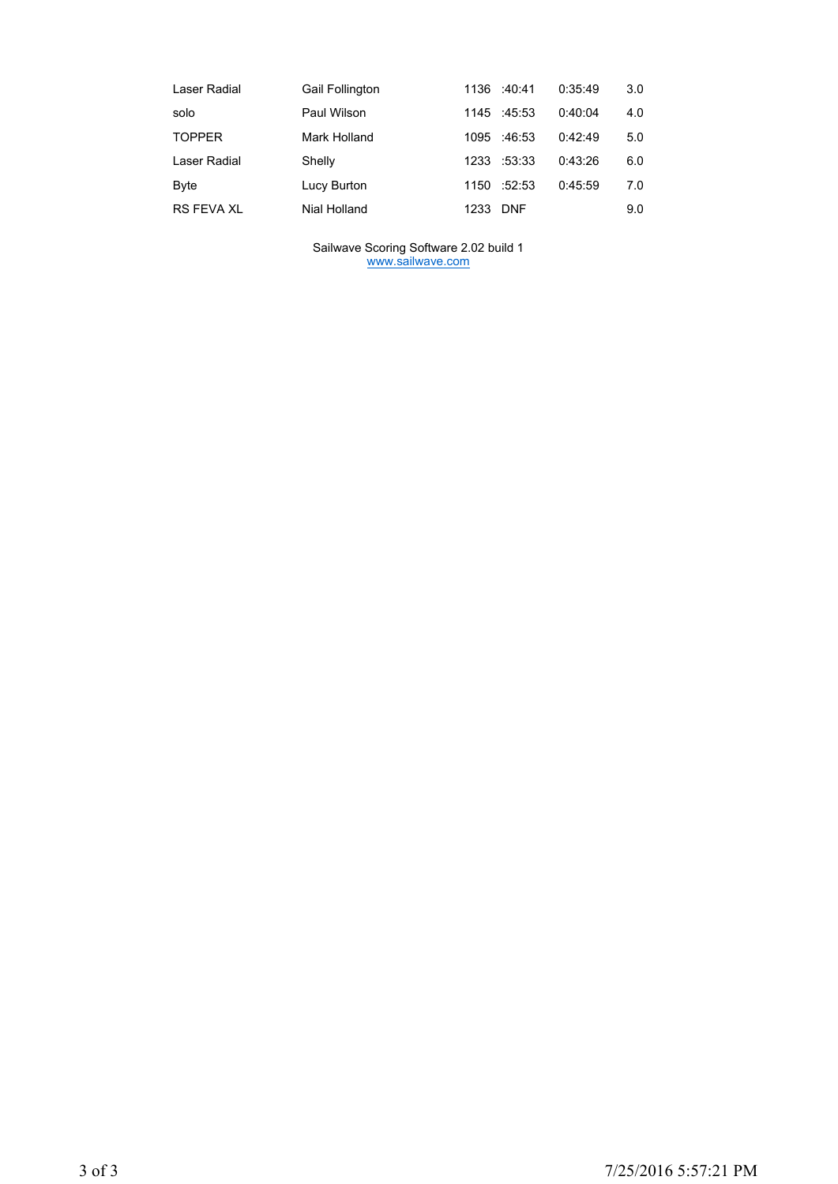| | | | | | |
|---|---|---|---|---|---|
| Laser Radial | Gail Follington | 1136 | :40:41 | 0:35:49 | 3.0 |
| solo | Paul Wilson | 1145 | :45:53 | 0:40:04 | 4.0 |
| TOPPER | Mark Holland | 1095 | :46:53 | 0:42:49 | 5.0 |
| Laser Radial | Shelly | 1233 | :53:33 | 0:43:26 | 6.0 |
| Byte | Lucy Burton | 1150 | :52:53 | 0:45:59 | 7.0 |
| RS FEVA XL | Nial Holland | 1233 | DNF | | 9.0 |

Sailwave Scoring Software 2.02 build 1
www.sailwave.com